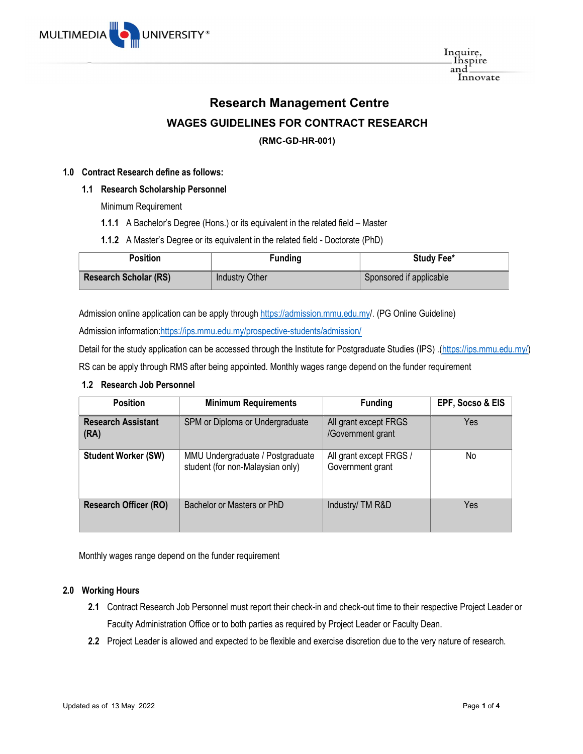# Research Management Centre

## WAGES GUIDELINES FOR CONTRACT RESEARCH

**(RMC-GD-HR-001)**

### 1.0 Contract Research define as follows:

#### 1.1 Research Scholarship Personnel

Minimum Requirement

**1.1.1** A Bachelor's Degree (Hons.) or its equivalent in the related field – Master

**1.1.2** A Master's Degree or its equivalent in the related field - Doctorate (PhD)

| Position | Funding | Study Fee* |
|---|---|---|
| **Research Scholar (RS)** | Industry Other | Sponsored if applicable |

Admission online application can be apply through https://admission.mmu.edu.my/. (PG Online Guideline)

Admission information:https://ips.mmu.edu.my/prospective-students/admission/

Detail for the study application can be accessed through the Institute for Postgraduate Studies (IPS) .(https://ips.mmu.edu.my/)

RS can be apply through RMS after being appointed. Monthly wages range depend on the funder requirement

#### 1.2 Research Job Personnel

| Position | Minimum Requirements | Funding | EPF, Socso & EIS |
|---|---|---|---|
| **Research Assistant (RA)** | SPM or Diploma or Undergraduate | All grant except FRGS /Government grant | Yes |
| **Student Worker (SW)** | MMU Undergraduate / Postgraduate student (for non-Malaysian only) | All grant except FRGS / Government grant | No |
| **Research Officer (RO)** | Bachelor or Masters or PhD | Industry/ TM R&D | Yes |

Monthly wages range depend on the funder requirement

### 2.0 Working Hours

**2.1** Contract Research Job Personnel must report their check-in and check-out time to their respective Project Leader or Faculty Administration Office or to both parties as required by Project Leader or Faculty Dean.

**2.2** Project Leader is allowed and expected to be flexible and exercise discretion due to the very nature of research.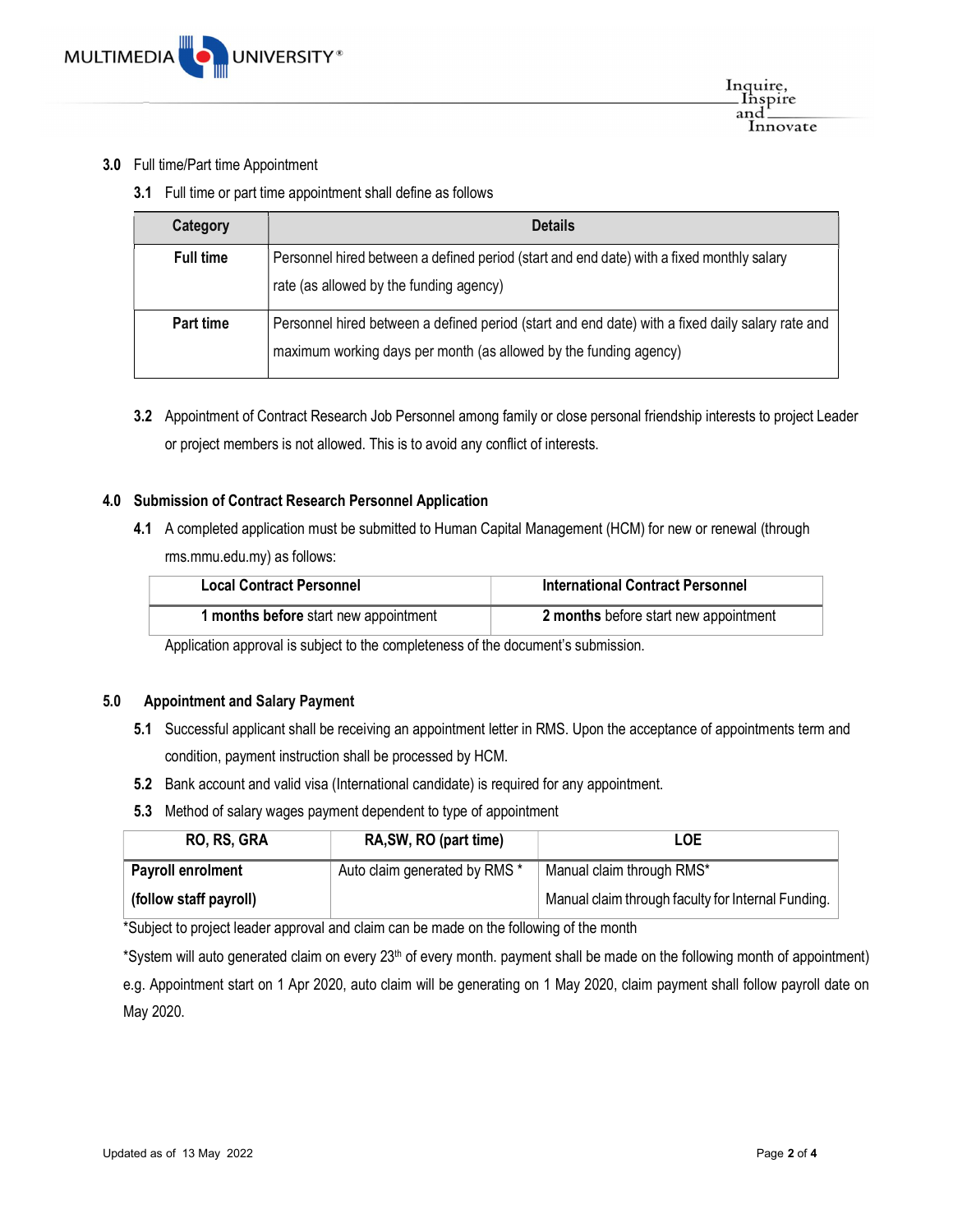**3.0** Full time/Part time Appointment

**3.1** Full time or part time appointment shall define as follows

| Category | Details |
|---|---|
| **Full time** | Personnel hired between a defined period (start and end date) with a fixed monthly salary rate (as allowed by the funding agency) |
| **Part time** | Personnel hired between a defined period (start and end date) with a fixed daily salary rate and maximum working days per month (as allowed by the funding agency) |

**3.2** Appointment of Contract Research Job Personnel among family or close personal friendship interests to project Leader or project members is not allowed. This is to avoid any conflict of interests.

## 4.0 Submission of Contract Research Personnel Application

**4.1** A completed application must be submitted to Human Capital Management (HCM) for new or renewal (through rms.mmu.edu.my) as follows:

| Local Contract Personnel | International Contract Personnel |
|---|---|
| **1 months before** start new appointment | **2 months** before start new appointment |

Application approval is subject to the completeness of the document's submission.

## 5.0 Appointment and Salary Payment

**5.1** Successful applicant shall be receiving an appointment letter in RMS. Upon the acceptance of appointments term and condition, payment instruction shall be processed by HCM.

**5.2** Bank account and valid visa (International candidate) is required for any appointment.

**5.3** Method of salary wages payment dependent to type of appointment

| RO, RS, GRA | RA,SW, RO (part time) | LOE |
|---|---|---|
| **Payroll enrolment (follow staff payroll)** | Auto claim generated by RMS * | Manual claim through RMS* Manual claim through faculty for Internal Funding. |

*Subject to project leader approval and claim can be made on the following of the month

*System will auto generated claim on every 23th of every month. payment shall be made on the following month of appointment) e.g. Appointment start on 1 Apr 2020, auto claim will be generating on 1 May 2020, claim payment shall follow payroll date on May 2020.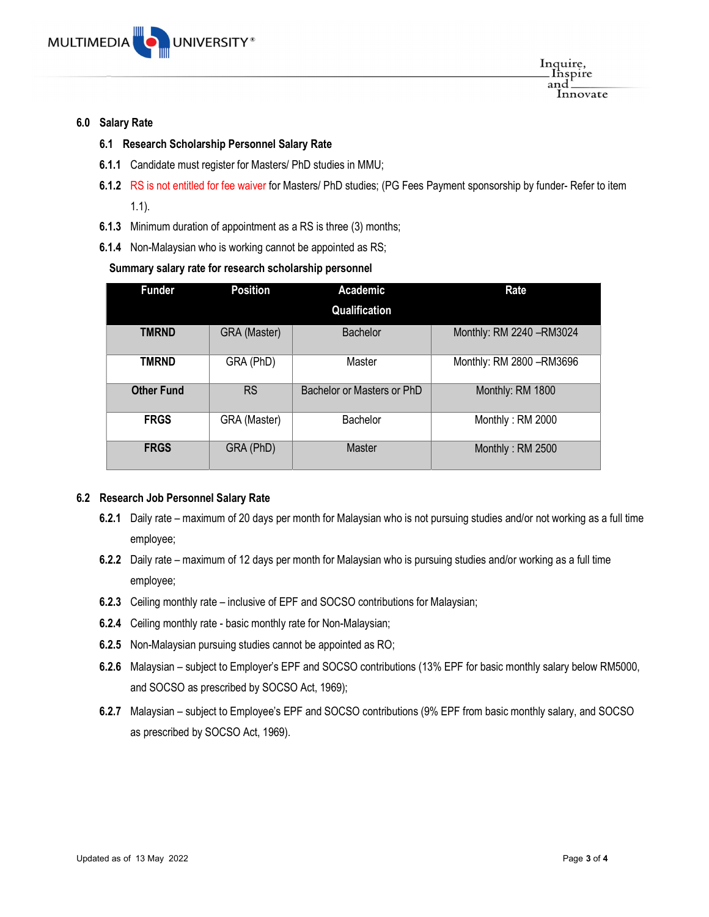## 6.0 Salary Rate

### 6.1 Research Scholarship Personnel Salary Rate

**6.1.1** Candidate must register for Masters/ PhD studies in MMU;

**6.1.2** RS is not entitled for fee waiver for Masters/ PhD studies; (PG Fees Payment sponsorship by funder- Refer to item 1.1).

**6.1.3** Minimum duration of appointment as a RS is three (3) months;

**6.1.4** Non-Malaysian who is working cannot be appointed as RS;

**Summary salary rate for research scholarship personnel**

| Funder | Position | Academic Qualification | Rate |
|---|---|---|---|
| **TMRND** | GRA (Master) | Bachelor | Monthly: RM 2240 –RM3024 |
| **TMRND** | GRA (PhD) | Master | Monthly: RM 2800 –RM3696 |
| **Other Fund** | RS | Bachelor or Masters or PhD | Monthly: RM 1800 |
| **FRGS** | GRA (Master) | Bachelor | Monthly : RM 2000 |
| **FRGS** | GRA (PhD) | Master | Monthly : RM 2500 |

### 6.2 Research Job Personnel Salary Rate

**6.2.1** Daily rate – maximum of 20 days per month for Malaysian who is not pursuing studies and/or not working as a full time employee;

**6.2.2** Daily rate – maximum of 12 days per month for Malaysian who is pursuing studies and/or working as a full time employee;

**6.2.3** Ceiling monthly rate – inclusive of EPF and SOCSO contributions for Malaysian;

**6.2.4** Ceiling monthly rate - basic monthly rate for Non-Malaysian;

**6.2.5** Non-Malaysian pursuing studies cannot be appointed as RO;

**6.2.6** Malaysian – subject to Employer's EPF and SOCSO contributions (13% EPF for basic monthly salary below RM5000, and SOCSO as prescribed by SOCSO Act, 1969);

**6.2.7** Malaysian – subject to Employee's EPF and SOCSO contributions (9% EPF from basic monthly salary, and SOCSO as prescribed by SOCSO Act, 1969).

Updated as of 13 May 2022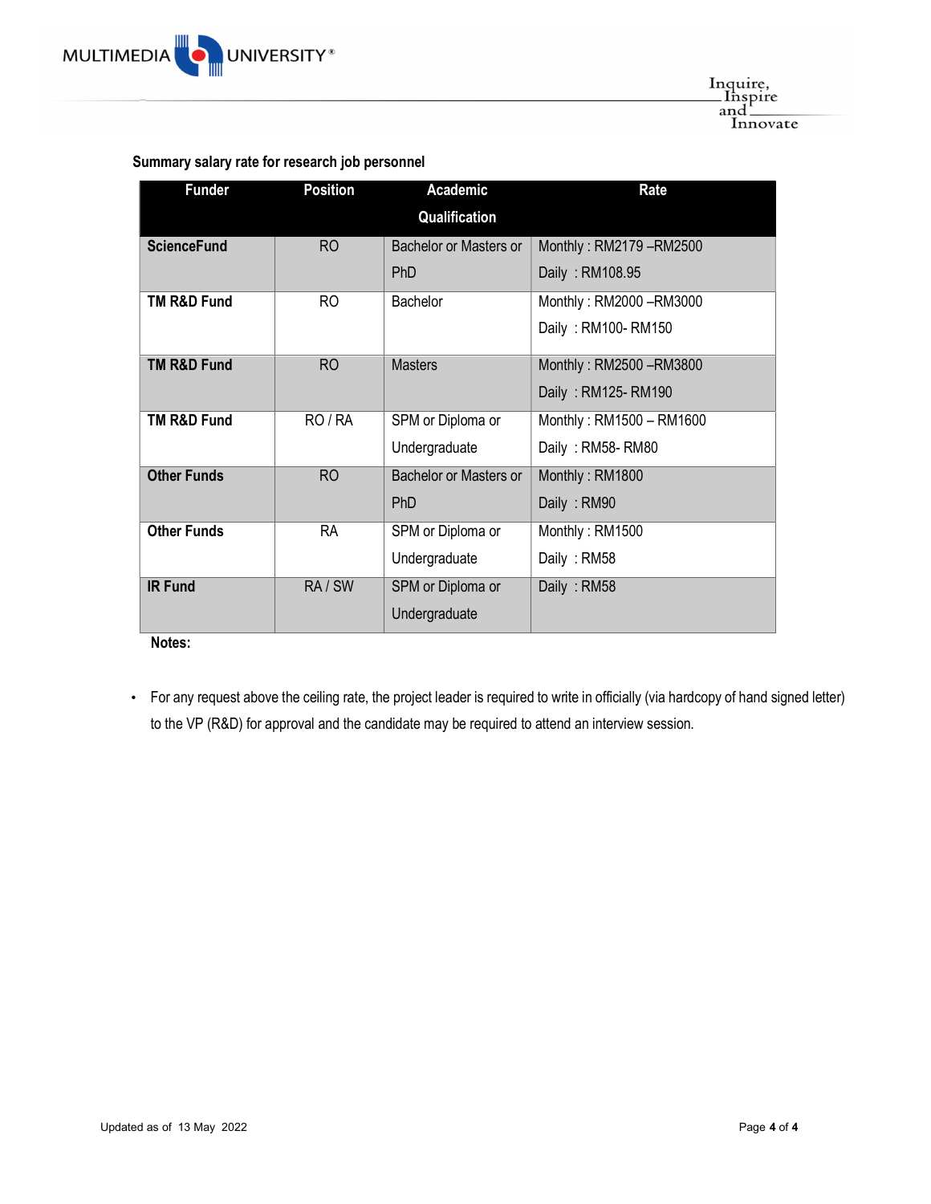**Summary salary rate for research job personnel**

| Funder | Position | Academic Qualification | Rate |
|---|---|---|---|
| **ScienceFund** | RO | Bachelor or Masters or PhD | Monthly : RM2179 –RM2500<br>Daily : RM108.95 |
| **TM R&D Fund** | RO | Bachelor | Monthly : RM2000 –RM3000<br>Daily : RM100- RM150 |
| **TM R&D Fund** | RO | Masters | Monthly : RM2500 –RM3800<br>Daily : RM125- RM190 |
| **TM R&D Fund** | RO / RA | SPM or Diploma or Undergraduate | Monthly : RM1500 – RM1600<br>Daily : RM58- RM80 |
| **Other Funds** | RO | Bachelor or Masters or PhD | Monthly : RM1800<br>Daily : RM90 |
| **Other Funds** | RA | SPM or Diploma or Undergraduate | Monthly : RM1500<br>Daily : RM58 |
| **IR Fund** | RA / SW | SPM or Diploma or Undergraduate | Daily : RM58 |

**Notes:**

- For any request above the ceiling rate, the project leader is required to write in officially (via hardcopy of hand signed letter) to the VP (R&D) for approval and the candidate may be required to attend an interview session.

Updated as of 13 May 2022